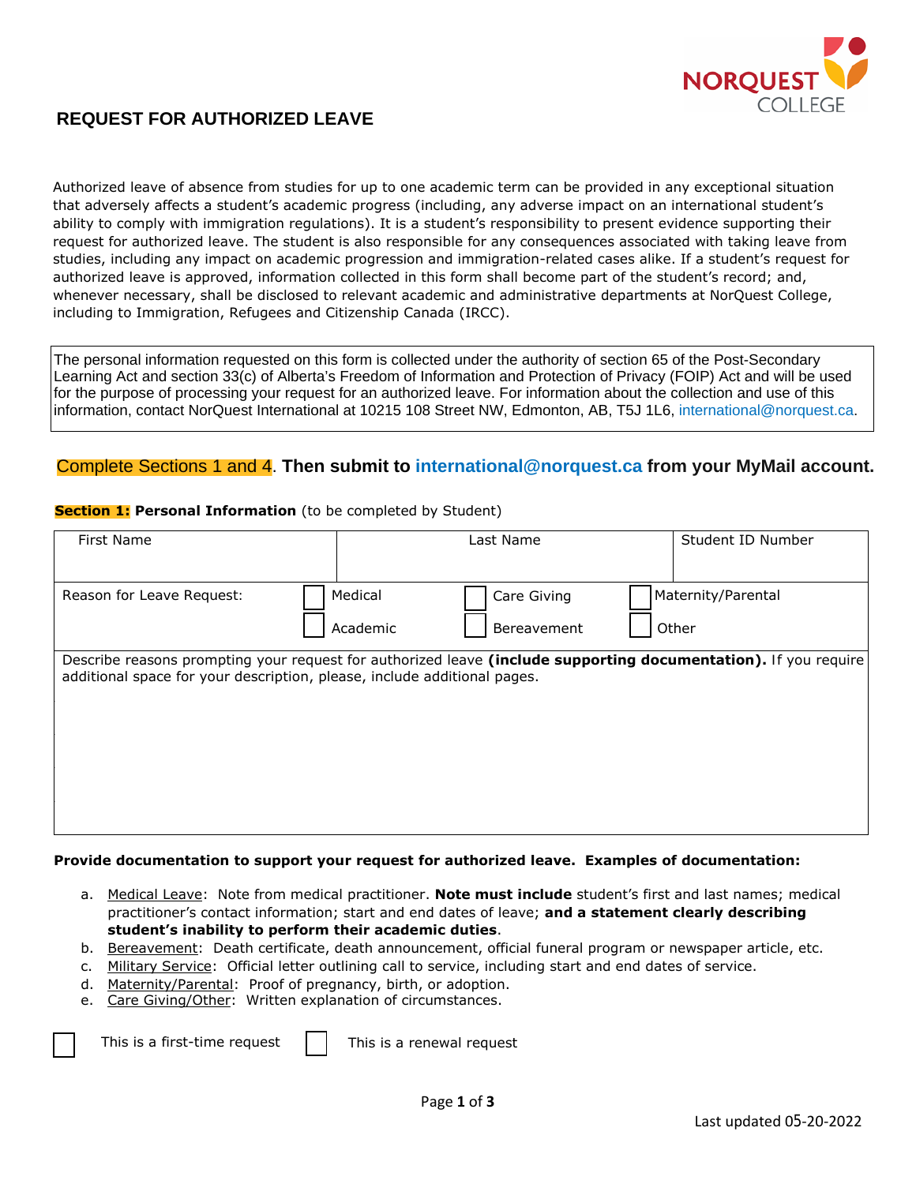NORQUEST COLLEGE

# REQUEST FOR AUTHORIZED LEAVE

Authorized leave of absence from studies for up to one academic term can be provided in any exceptional situation that adversely affects a student's academic progress (including, any adverse impact on an international student's ability to comply with immigration regulations). It is a student's responsibility to present evidence supporting their request for authorized leave. The student is also responsible for any consequences associated with taking leave from studies, including any impact on academic progression and immigration-related cases alike. If a student's request for authorized leave is approved, information collected in this form shall become part of the student's record; and, whenever necessary, shall be disclosed to relevant academic and administrative departments at NorQuest College, including to Immigration, Refugees and Citizenship Canada (IRCC).

> The personal information requested on this form is collected under the authority of section 65 of the Post-Secondary Learning Act and section 33(c) of Alberta's Freedom of Information and Protection of Privacy (FOIP) Act and will be used for the purpose of processing your request for an authorized leave. For information about the collection and use of this information, contact NorQuest International at 10215 108 Street NW, Edmonton, AB, T5J 1L6, international@norquest.ca.

Complete Sections 1 and 4. **Then submit to international@norquest.ca from your MyMail account.**

**Section 1: Personal Information** (to be completed by Student)

| First Name | Last Name | Student ID Number |
|---|---|---|
| | | |

| Reason for Leave Request: | ☐ Medical | ☐ Care Giving | ☐ Maternity/Parental |
|---|---|---|---|
| | ☐ Academic | ☐ Bereavement | ☐ Other |

Describe reasons prompting your request for authorized leave **(include supporting documentation).** If you require additional space for your description, please, include additional pages.

**Provide documentation to support your request for authorized leave. Examples of documentation:**

a. Medical Leave: Note from medical practitioner. **Note must include** student's first and last names; medical practitioner's contact information; start and end dates of leave; **and a statement clearly describing student's inability to perform their academic duties**.
b. Bereavement: Death certificate, death announcement, official funeral program or newspaper article, etc.
c. Military Service: Official letter outlining call to service, including start and end dates of service.
d. Maternity/Parental: Proof of pregnancy, birth, or adoption.
e. Care Giving/Other: Written explanation of circumstances.

☐ This is a first-time request ☐ This is a renewal request

Last updated 05-20-2022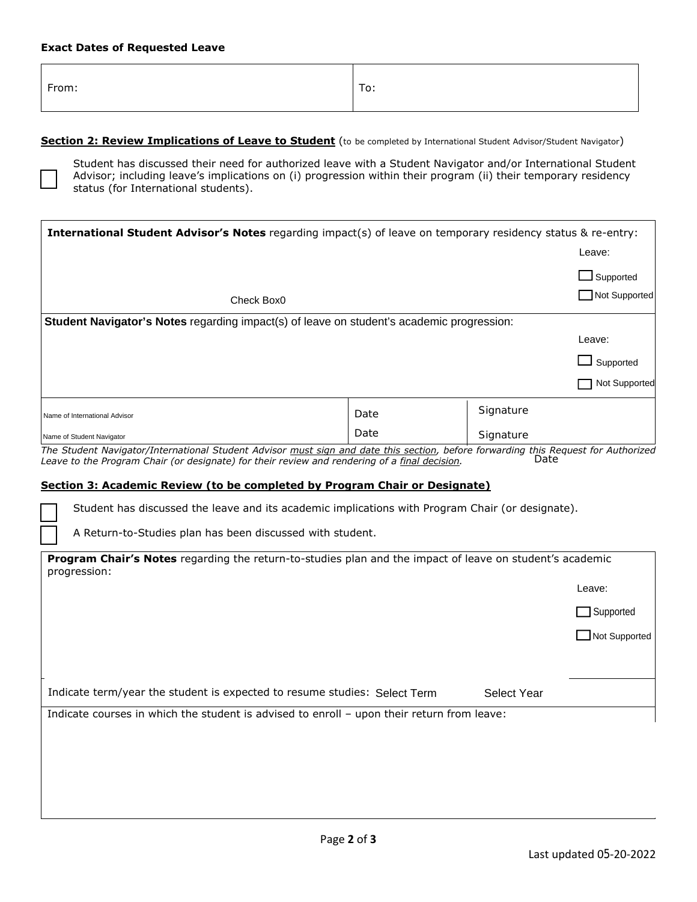**Exact Dates of Requested Leave**

| From: | To: |
|---|---|

**Section 2: Review Implications of Leave to Student** (to be completed by International Student Advisor/Student Navigator)

☐ Student has discussed their need for authorized leave with a Student Navigator and/or International Student Advisor; including leave's implications on (i) progression within their program (ii) their temporary residency status (for International students).

| **International Student Advisor's Notes** regarding impact(s) of leave on temporary residency status & re-entry: | Leave: ☐ Supported ☐ Not Supported |
|---|---|
| Check Box0 | |
| **Student Navigator's Notes** regarding impact(s) of leave on student's academic progression: | Leave: ☐ Supported ☐ Not Supported |

| Name of International Advisor | Date | Signature |
|---|---|---|
| Name of Student Navigator | Date | Signature |

*The Student Navigator/International Student Advisor must sign and date this section, before forwarding this Request for Authorized Leave to the Program Chair (or designate) for their review and rendering of a final decision.* Date

**Section 3: Academic Review (to be completed by Program Chair or Designate)**

☐ Student has discussed the leave and its academic implications with Program Chair (or designate).

☐ A Return-to-Studies plan has been discussed with student.

| **Program Chair's Notes** regarding the return-to-studies plan and the impact of leave on student's academic progression: | Leave: ☐ Supported ☐ Not Supported |
|---|---|
| Indicate term/year the student is expected to resume studies: Select Term Select Year | |
| Indicate courses in which the student is advised to enroll – upon their return from leave: | |

Last updated 05-20-2022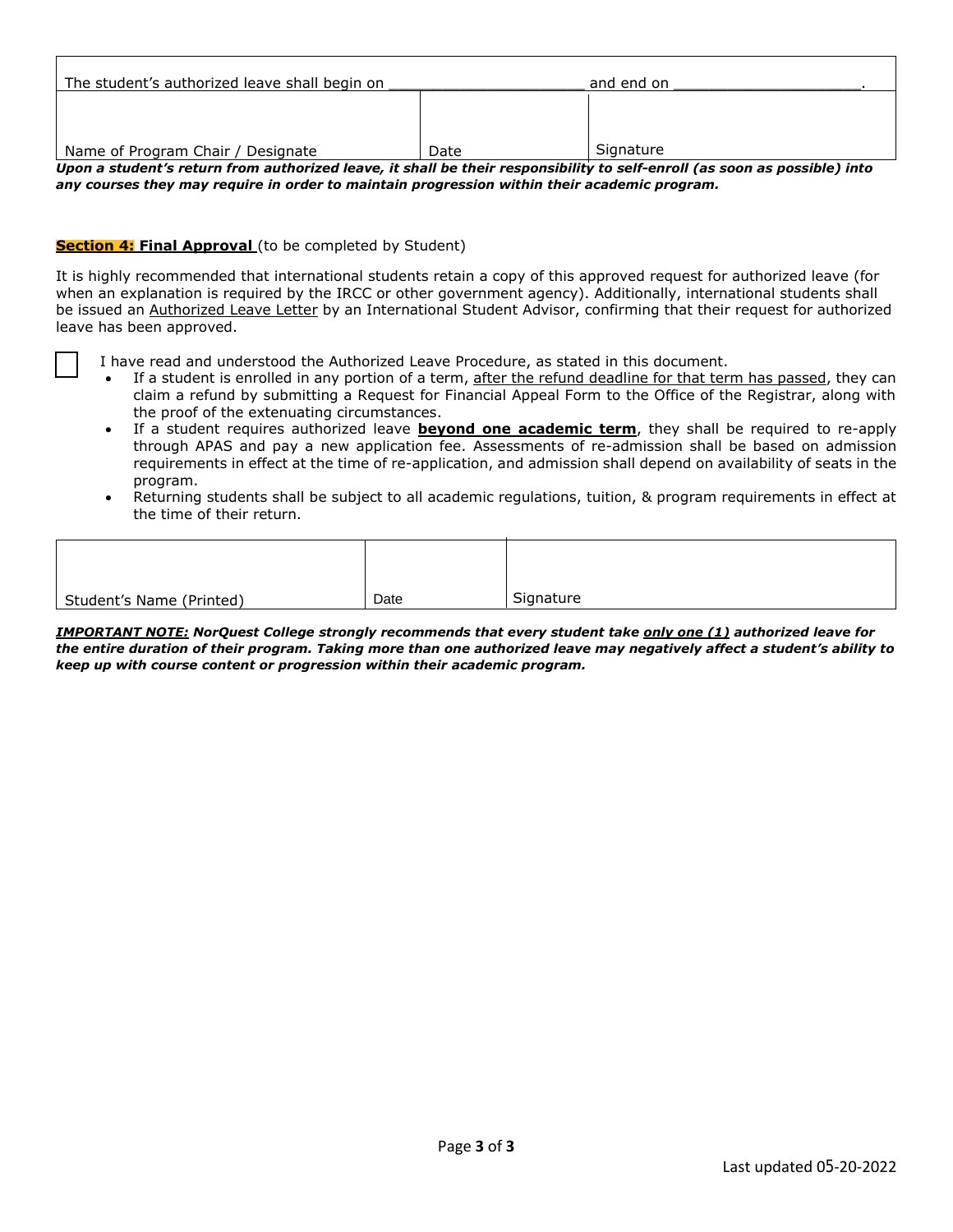| | | |
|---|---|---|
| The student's authorized leave shall begin on _______________________ and end on _____________________. | | |
| Name of Program Chair / Designate | Date | Signature |

***Upon a student's return from authorized leave, it shall be their responsibility to self-enroll (as soon as possible) into any courses they may require in order to maintain progression within their academic program.***

**Section 4: Final Approval** (to be completed by Student)

It is highly recommended that international students retain a copy of this approved request for authorized leave (for when an explanation is required by the IRCC or other government agency). Additionally, international students shall be issued an Authorized Leave Letter by an International Student Advisor, confirming that their request for authorized leave has been approved.

☐ I have read and understood the Authorized Leave Procedure, as stated in this document.

- If a student is enrolled in any portion of a term, after the refund deadline for that term has passed, they can claim a refund by submitting a Request for Financial Appeal Form to the Office of the Registrar, along with the proof of the extenuating circumstances.
- If a student requires authorized leave **beyond one academic term**, they shall be required to re-apply through APAS and pay a new application fee. Assessments of re-admission shall be based on admission requirements in effect at the time of re-application, and admission shall depend on availability of seats in the program.
- Returning students shall be subject to all academic regulations, tuition, & program requirements in effect at the time of their return.

| | | |
|---|---|---|
| Student's Name (Printed) | Date | Signature |

***IMPORTANT NOTE:* *NorQuest College strongly recommends that every student take only one (1) authorized leave for the entire duration of their program. Taking more than one authorized leave may negatively affect a student's ability to keep up with course content or progression within their academic program.***

Last updated 05-20-2022